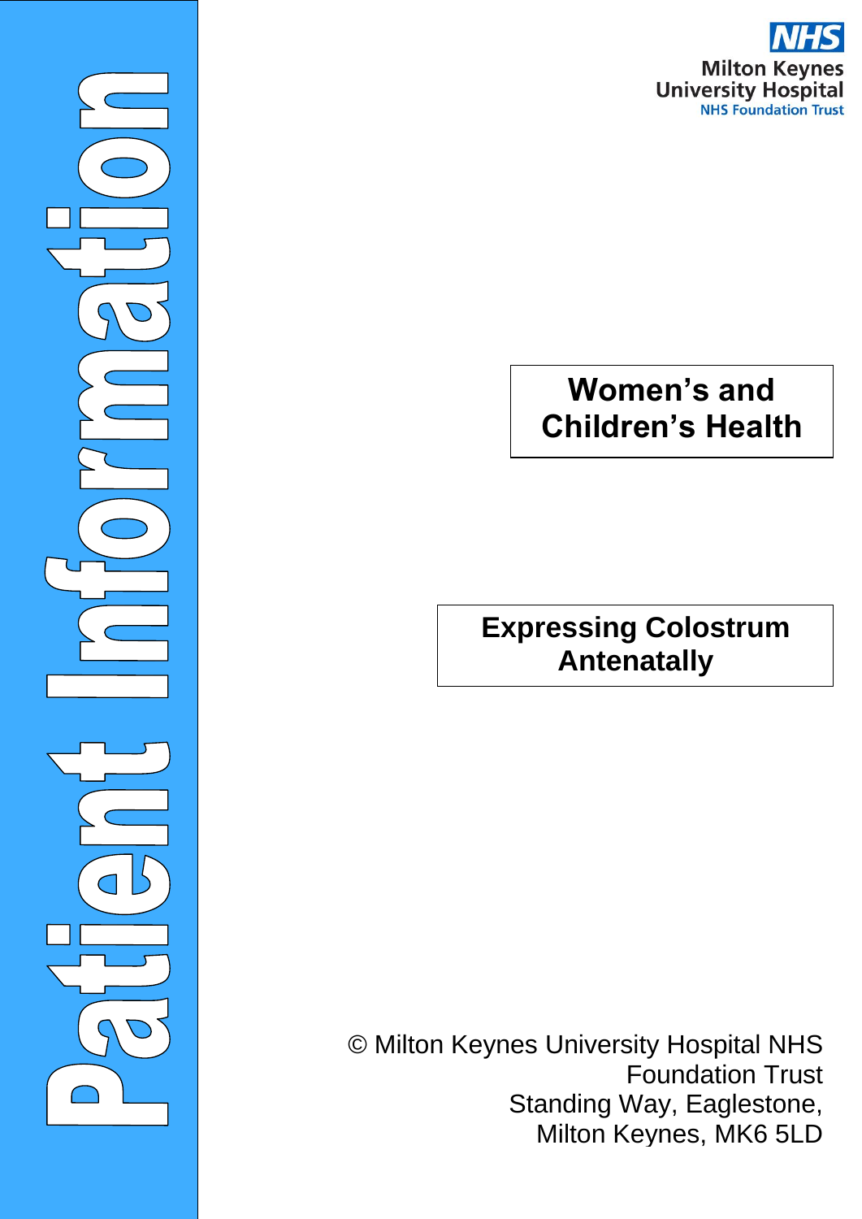Patient Information

NHS

Milton Keynes University Hospital
NHS Foundation Trust

# Women's and Children's Health

# Expressing Colostrum Antenatally

© Milton Keynes University Hospital NHS Foundation Trust
Standing Way, Eaglestone,
Milton Keynes, MK6 5LD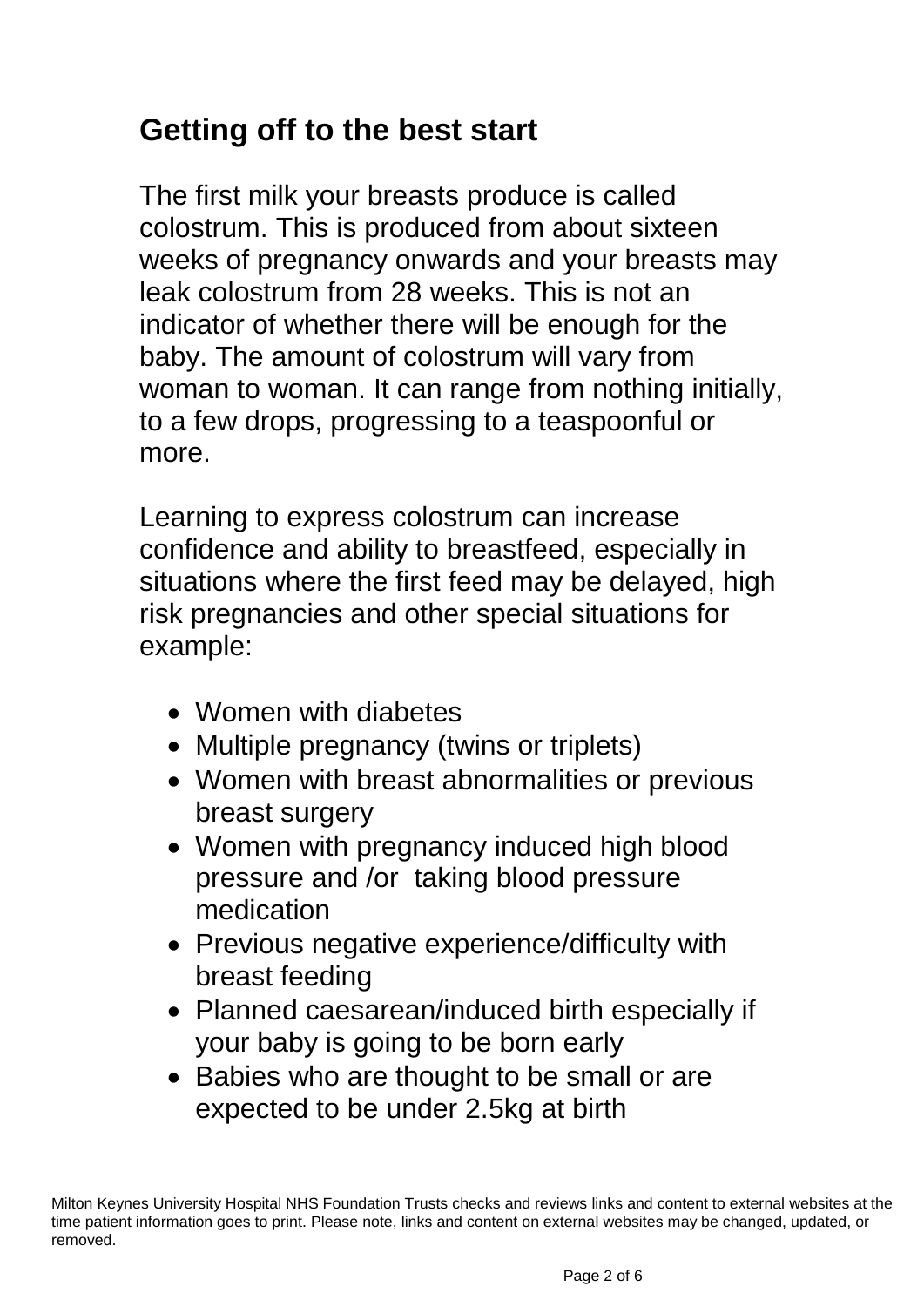## Getting off to the best start

The first milk your breasts produce is called colostrum. This is produced from about sixteen weeks of pregnancy onwards and your breasts may leak colostrum from 28 weeks. This is not an indicator of whether there will be enough for the baby. The amount of colostrum will vary from woman to woman. It can range from nothing initially, to a few drops, progressing to a teaspoonful or more.

Learning to express colostrum can increase confidence and ability to breastfeed, especially in situations where the first feed may be delayed, high risk pregnancies and other special situations for example:

- Women with diabetes
- Multiple pregnancy (twins or triplets)
- Women with breast abnormalities or previous breast surgery
- Women with pregnancy induced high blood pressure and /or taking blood pressure medication
- Previous negative experience/difficulty with breast feeding
- Planned caesarean/induced birth especially if your baby is going to be born early
- Babies who are thought to be small or are expected to be under 2.5kg at birth

Milton Keynes University Hospital NHS Foundation Trusts checks and reviews links and content to external websites at the time patient information goes to print. Please note, links and content on external websites may be changed, updated, or removed.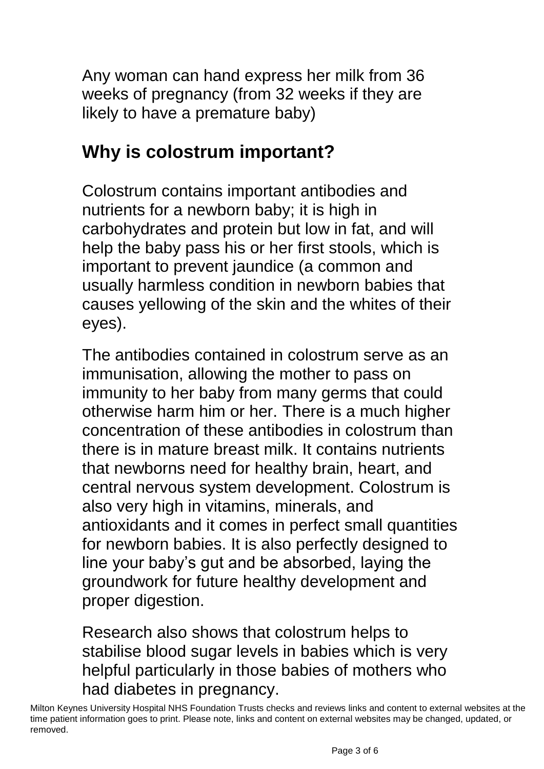Any woman can hand express her milk from 36 weeks of pregnancy (from 32 weeks if they are likely to have a premature baby)

## Why is colostrum important?

Colostrum contains important antibodies and nutrients for a newborn baby; it is high in carbohydrates and protein but low in fat, and will help the baby pass his or her first stools, which is important to prevent jaundice (a common and usually harmless condition in newborn babies that causes yellowing of the skin and the whites of their eyes).

The antibodies contained in colostrum serve as an immunisation, allowing the mother to pass on immunity to her baby from many germs that could otherwise harm him or her. There is a much higher concentration of these antibodies in colostrum than there is in mature breast milk. It contains nutrients that newborns need for healthy brain, heart, and central nervous system development. Colostrum is also very high in vitamins, minerals, and antioxidants and it comes in perfect small quantities for newborn babies. It is also perfectly designed to line your baby's gut and be absorbed, laying the groundwork for future healthy development and proper digestion.

Research also shows that colostrum helps to stabilise blood sugar levels in babies which is very helpful particularly in those babies of mothers who had diabetes in pregnancy.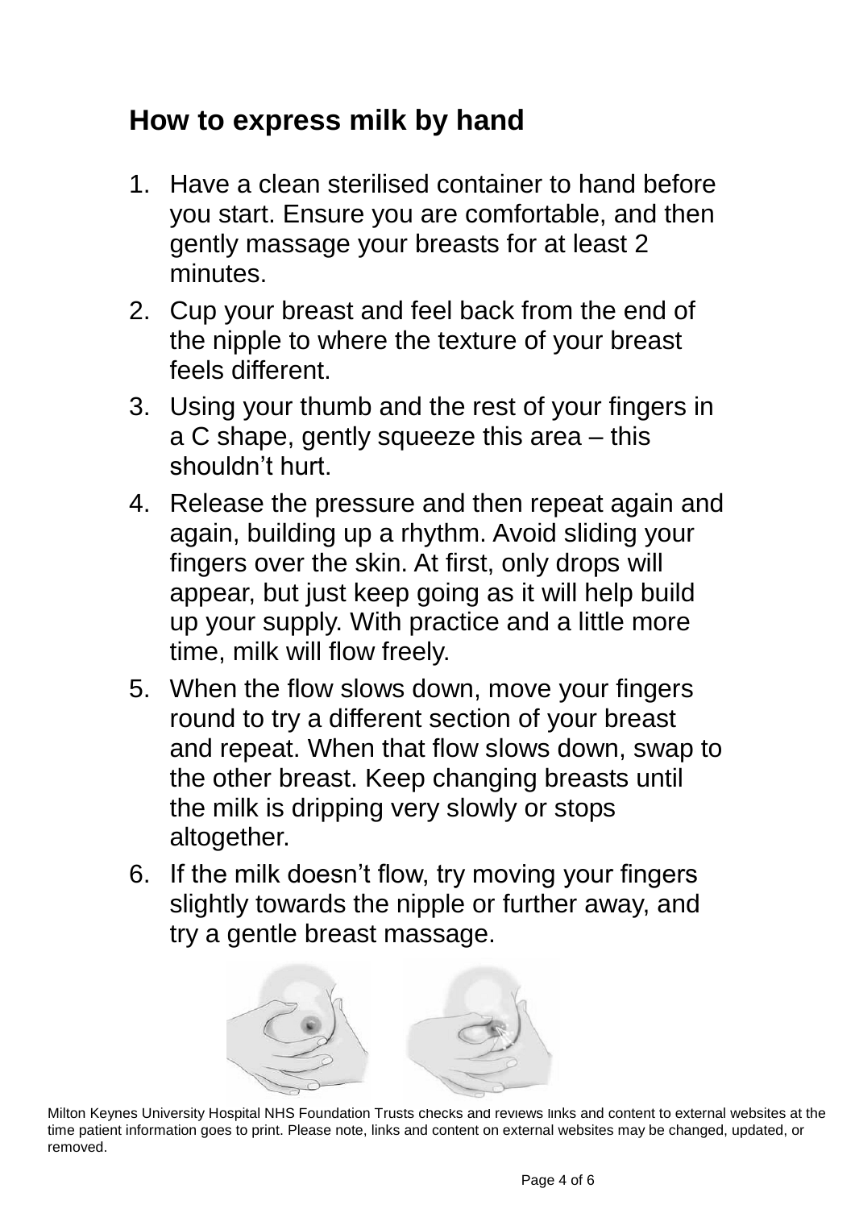## How to express milk by hand

1. Have a clean sterilised container to hand before you start. Ensure you are comfortable, and then gently massage your breasts for at least 2 minutes.
2. Cup your breast and feel back from the end of the nipple to where the texture of your breast feels different.
3. Using your thumb and the rest of your fingers in a C shape, gently squeeze this area – this shouldn't hurt.
4. Release the pressure and then repeat again and again, building up a rhythm. Avoid sliding your fingers over the skin. At first, only drops will appear, but just keep going as it will help build up your supply. With practice and a little more time, milk will flow freely.
5. When the flow slows down, move your fingers round to try a different section of your breast and repeat. When that flow slows down, swap to the other breast. Keep changing breasts until the milk is dripping very slowly or stops altogether.
6. If the milk doesn't flow, try moving your fingers slightly towards the nipple or further away, and try a gentle breast massage.

Milton Keynes University Hospital NHS Foundation Trusts checks and reviews links and content to external websites at the time patient information goes to print. Please note, links and content on external websites may be changed, updated, or removed.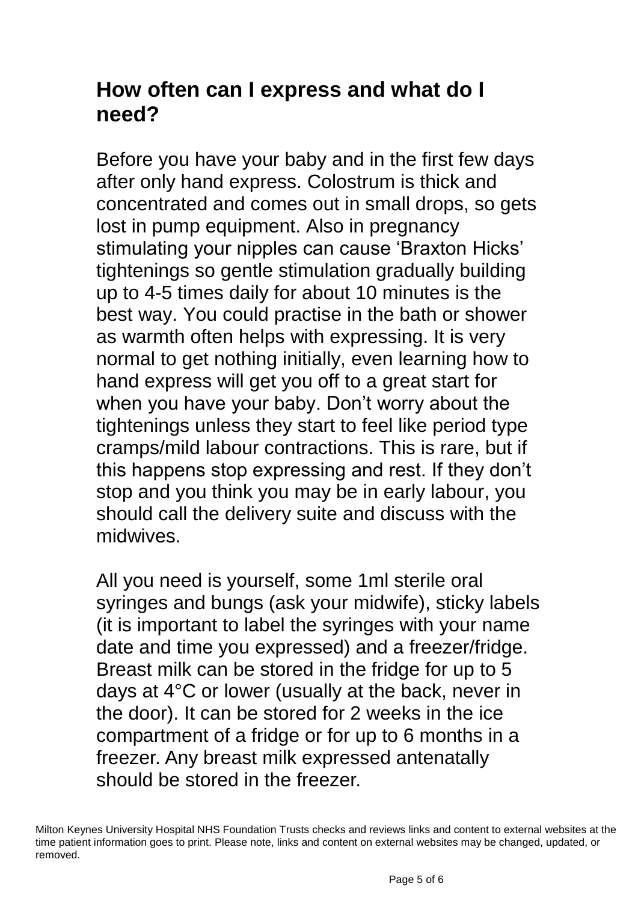## How often can I express and what do I need?

Before you have your baby and in the first few days after only hand express. Colostrum is thick and concentrated and comes out in small drops, so gets lost in pump equipment. Also in pregnancy stimulating your nipples can cause 'Braxton Hicks' tightenings so gentle stimulation gradually building up to 4-5 times daily for about 10 minutes is the best way. You could practise in the bath or shower as warmth often helps with expressing. It is very normal to get nothing initially, even learning how to hand express will get you off to a great start for when you have your baby. Don't worry about the tightenings unless they start to feel like period type cramps/mild labour contractions. This is rare, but if this happens stop expressing and rest. If they don't stop and you think you may be in early labour, you should call the delivery suite and discuss with the midwives.

All you need is yourself, some 1ml sterile oral syringes and bungs (ask your midwife), sticky labels (it is important to label the syringes with your name date and time you expressed) and a freezer/fridge. Breast milk can be stored in the fridge for up to 5 days at 4°C or lower (usually at the back, never in the door). It can be stored for 2 weeks in the ice compartment of a fridge or for up to 6 months in a freezer. Any breast milk expressed antenatally should be stored in the freezer.

Milton Keynes University Hospital NHS Foundation Trusts checks and reviews links and content to external websites at the time patient information goes to print. Please note, links and content on external websites may be changed, updated, or removed.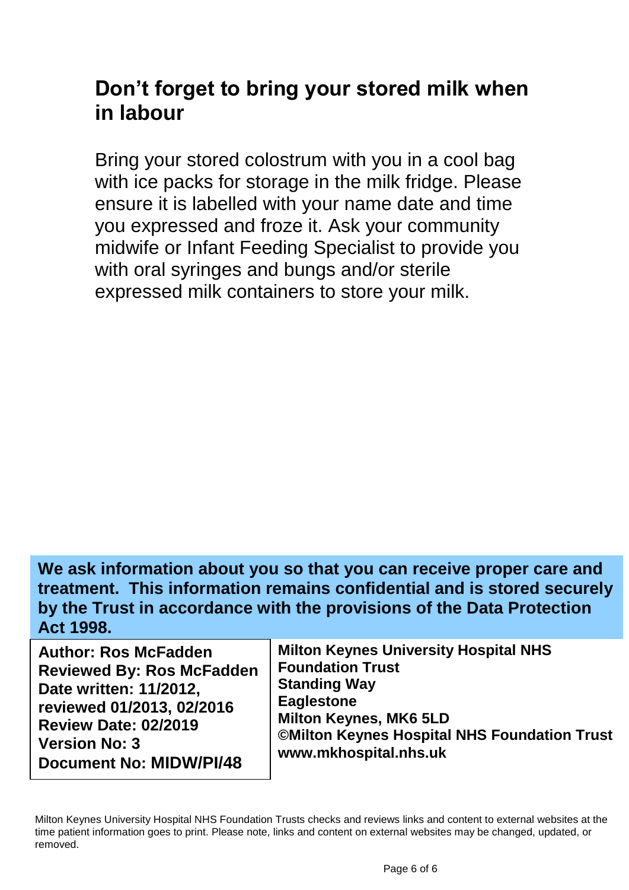## Don't forget to bring your stored milk when in labour

Bring your stored colostrum with you in a cool bag with ice packs for storage in the milk fridge. Please ensure it is labelled with your name date and time you expressed and froze it. Ask your community midwife or Infant Feeding Specialist to provide you with oral syringes and bungs and/or sterile expressed milk containers to store your milk.

**We ask information about you so that you can receive proper care and treatment. This information remains confidential and is stored securely by the Trust in accordance with the provisions of the Data Protection Act 1998.**

| | |
|---|---|
| **Author: Ros McFadden**<br>**Reviewed By: Ros McFadden**<br>**Date written: 11/2012, reviewed 01/2013, 02/2016**<br>**Review Date: 02/2019**<br>**Version No: 3**<br>**Document No: MIDW/PI/48** | **Milton Keynes University Hospital NHS Foundation Trust**<br>**Standing Way**<br>**Eaglestone**<br>**Milton Keynes, MK6 5LD**<br>**©Milton Keynes Hospital NHS Foundation Trust**<br>**www.mkhospital.nhs.uk** |

Milton Keynes University Hospital NHS Foundation Trusts checks and reviews links and content to external websites at the time patient information goes to print. Please note, links and content on external websites may be changed, updated, or removed.